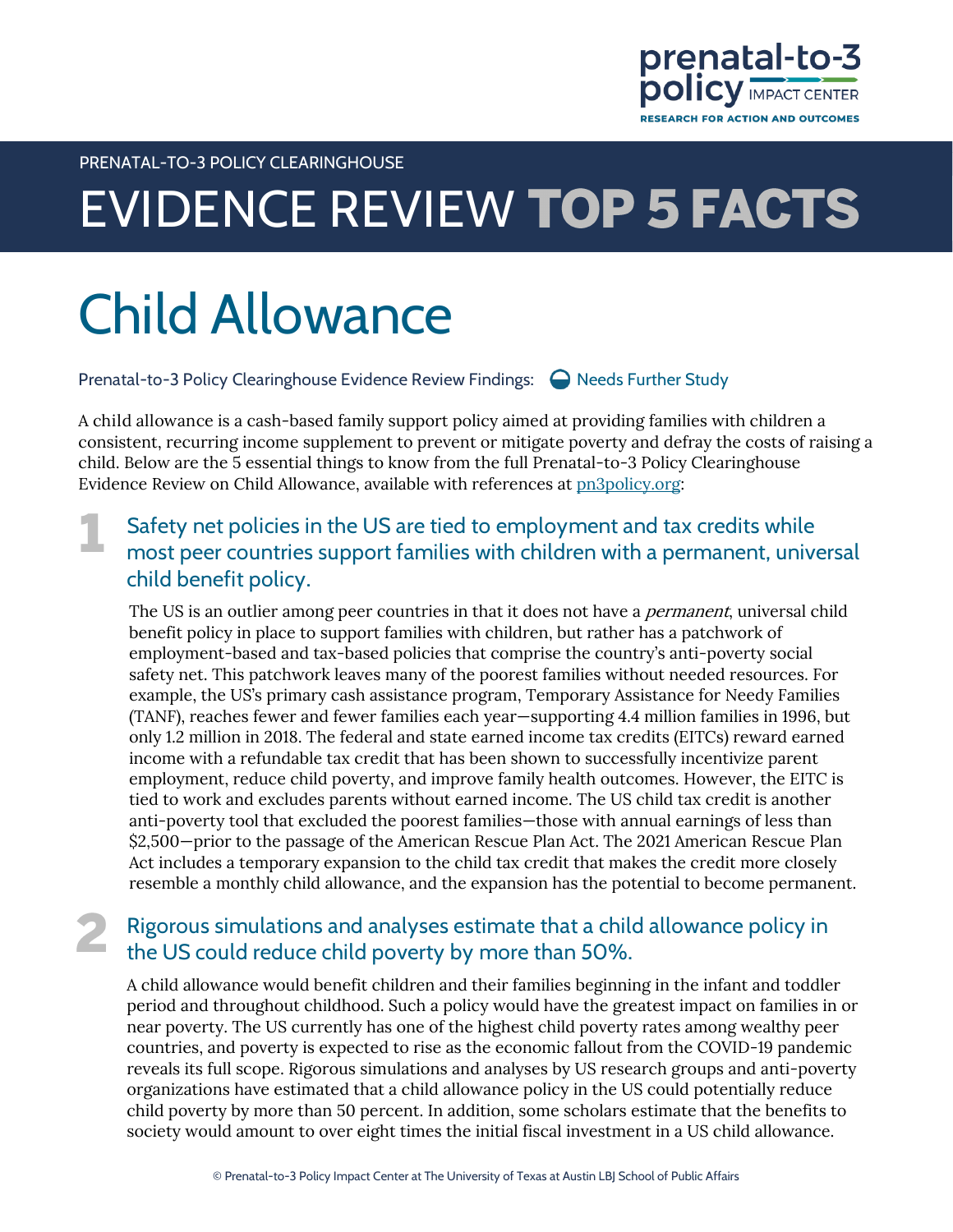PRENATAL-TO-3 POLICY CLEARINGHOUSE

# EVIDENCE REVIEW **TOP 5 FACTS**

# Child Allowance

Prenatal-to-3 Policy Clearinghouse Evidence Review Findings: Needs Further Study

A child allowance is a cash-based family support policy aimed at providing families with children a consistent, recurring income supplement to prevent or mitigate poverty and defray the costs of raising a child. Below are the 5 essential things to know from the full Prenatal-to-3 Policy Clearinghouse Evidence Review on Child Allowance, available with references at pn3policy.org:

## 1 Safety net policies in the US are tied to employment and tax credits while most peer countries support families with children with a permanent, universal child benefit policy.

The US is an outlier among peer countries in that it does not have a *permanent*, universal child benefit policy in place to support families with children, but rather has a patchwork of employment-based and tax-based policies that comprise the country's anti-poverty social safety net. This patchwork leaves many of the poorest families without needed resources. For example, the US's primary cash assistance program, Temporary Assistance for Needy Families (TANF), reaches fewer and fewer families each year—supporting 4.4 million families in 1996, but only 1.2 million in 2018. The federal and state earned income tax credits (EITCs) reward earned income with a refundable tax credit that has been shown to successfully incentivize parent employment, reduce child poverty, and improve family health outcomes. However, the EITC is tied to work and excludes parents without earned income. The US child tax credit is another anti-poverty tool that excluded the poorest families—those with annual earnings of less than $2,500—prior to the passage of the American Rescue Plan Act. The 2021 American Rescue Plan Act includes a temporary expansion to the child tax credit that makes the credit more closely resemble a monthly child allowance, and the expansion has the potential to become permanent.

## 2 Rigorous simulations and analyses estimate that a child allowance policy in the US could reduce child poverty by more than 50%.

A child allowance would benefit children and their families beginning in the infant and toddler period and throughout childhood. Such a policy would have the greatest impact on families in or near poverty. The US currently has one of the highest child poverty rates among wealthy peer countries, and poverty is expected to rise as the economic fallout from the COVID-19 pandemic reveals its full scope. Rigorous simulations and analyses by US research groups and anti-poverty organizations have estimated that a child allowance policy in the US could potentially reduce child poverty by more than 50 percent. In addition, some scholars estimate that the benefits to society would amount to over eight times the initial fiscal investment in a US child allowance.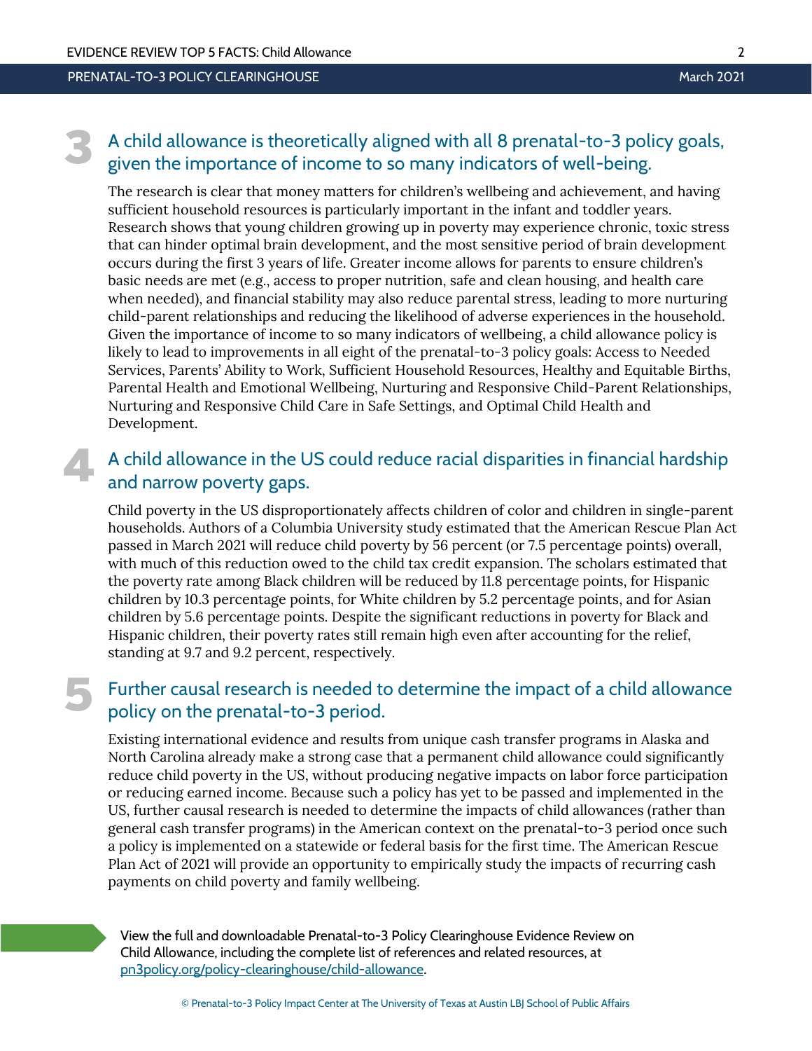## 3 A child allowance is theoretically aligned with all 8 prenatal-to-3 policy goals, given the importance of income to so many indicators of well-being.

The research is clear that money matters for children's wellbeing and achievement, and having sufficient household resources is particularly important in the infant and toddler years. Research shows that young children growing up in poverty may experience chronic, toxic stress that can hinder optimal brain development, and the most sensitive period of brain development occurs during the first 3 years of life. Greater income allows for parents to ensure children's basic needs are met (e.g., access to proper nutrition, safe and clean housing, and health care when needed), and financial stability may also reduce parental stress, leading to more nurturing child-parent relationships and reducing the likelihood of adverse experiences in the household. Given the importance of income to so many indicators of wellbeing, a child allowance policy is likely to lead to improvements in all eight of the prenatal-to-3 policy goals: Access to Needed Services, Parents' Ability to Work, Sufficient Household Resources, Healthy and Equitable Births, Parental Health and Emotional Wellbeing, Nurturing and Responsive Child-Parent Relationships, Nurturing and Responsive Child Care in Safe Settings, and Optimal Child Health and Development.

## 4 A child allowance in the US could reduce racial disparities in financial hardship and narrow poverty gaps.

Child poverty in the US disproportionately affects children of color and children in single-parent households. Authors of a Columbia University study estimated that the American Rescue Plan Act passed in March 2021 will reduce child poverty by 56 percent (or 7.5 percentage points) overall, with much of this reduction owed to the child tax credit expansion. The scholars estimated that the poverty rate among Black children will be reduced by 11.8 percentage points, for Hispanic children by 10.3 percentage points, for White children by 5.2 percentage points, and for Asian children by 5.6 percentage points. Despite the significant reductions in poverty for Black and Hispanic children, their poverty rates still remain high even after accounting for the relief, standing at 9.7 and 9.2 percent, respectively.

## 5 Further causal research is needed to determine the impact of a child allowance policy on the prenatal-to-3 period.

Existing international evidence and results from unique cash transfer programs in Alaska and North Carolina already make a strong case that a permanent child allowance could significantly reduce child poverty in the US, without producing negative impacts on labor force participation or reducing earned income. Because such a policy has yet to be passed and implemented in the US, further causal research is needed to determine the impacts of child allowances (rather than general cash transfer programs) in the American context on the prenatal-to-3 period once such a policy is implemented on a statewide or federal basis for the first time. The American Rescue Plan Act of 2021 will provide an opportunity to empirically study the impacts of recurring cash payments on child poverty and family wellbeing.

View the full and downloadable Prenatal-to-3 Policy Clearinghouse Evidence Review on Child Allowance, including the complete list of references and related resources, at [pn3policy.org/policy-clearinghouse/child-allowance](pn3policy.org/policy-clearinghouse/child-allowance).

© Prenatal-to-3 Policy Impact Center at The University of Texas at Austin LBJ School of Public Affairs